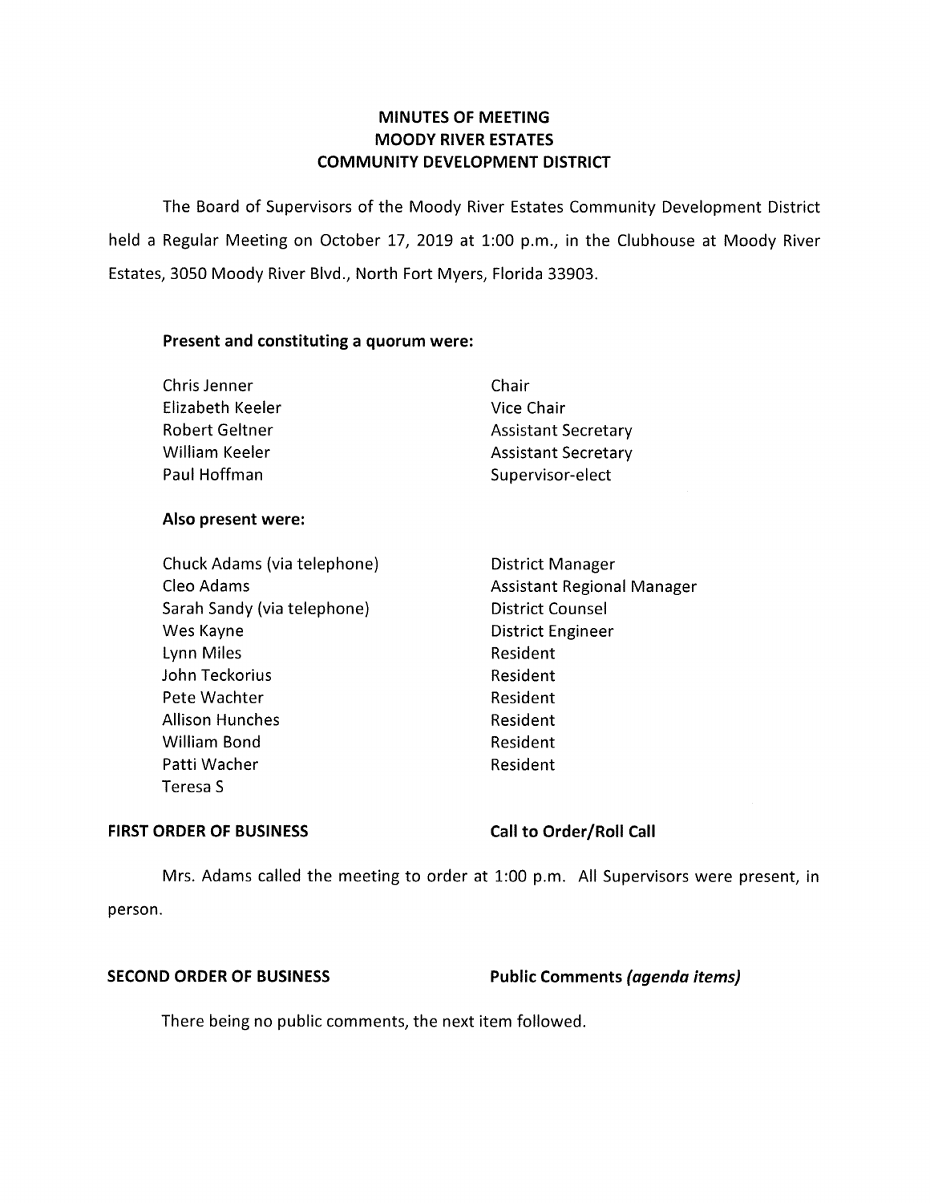# MINUTES OF MEETING
# MOODY RIVER ESTATES
# COMMUNITY DEVELOPMENT DISTRICT

The Board of Supervisors of the Moody River Estates Community Development District held a Regular Meeting on October 17, 2019 at 1:00 p.m., in the Clubhouse at Moody River Estates, 3050 Moody River Blvd., North Fort Myers, Florida 33903.

**Present and constituting a quorum were:**

| | |
|---|---|
| Chris Jenner | Chair |
| Elizabeth Keeler | Vice Chair |
| Robert Geltner | Assistant Secretary |
| William Keeler | Assistant Secretary |
| Paul Hoffman | Supervisor-elect |

**Also present were:**

| | |
|---|---|
| Chuck Adams (via telephone) | District Manager |
| Cleo Adams | Assistant Regional Manager |
| Sarah Sandy (via telephone) | District Counsel |
| Wes Kayne | District Engineer |
| Lynn Miles | Resident |
| John Teckorius | Resident |
| Pete Wachter | Resident |
| Allison Hunches | Resident |
| William Bond | Resident |
| Patti Wacher | Resident |
| Teresa S | |

**FIRST ORDER OF BUSINESS** **Call to Order/Roll Call**

Mrs. Adams called the meeting to order at 1:00 p.m. All Supervisors were present, in person.

**SECOND ORDER OF BUSINESS** **Public Comments *(agenda items)***

There being no public comments, the next item followed.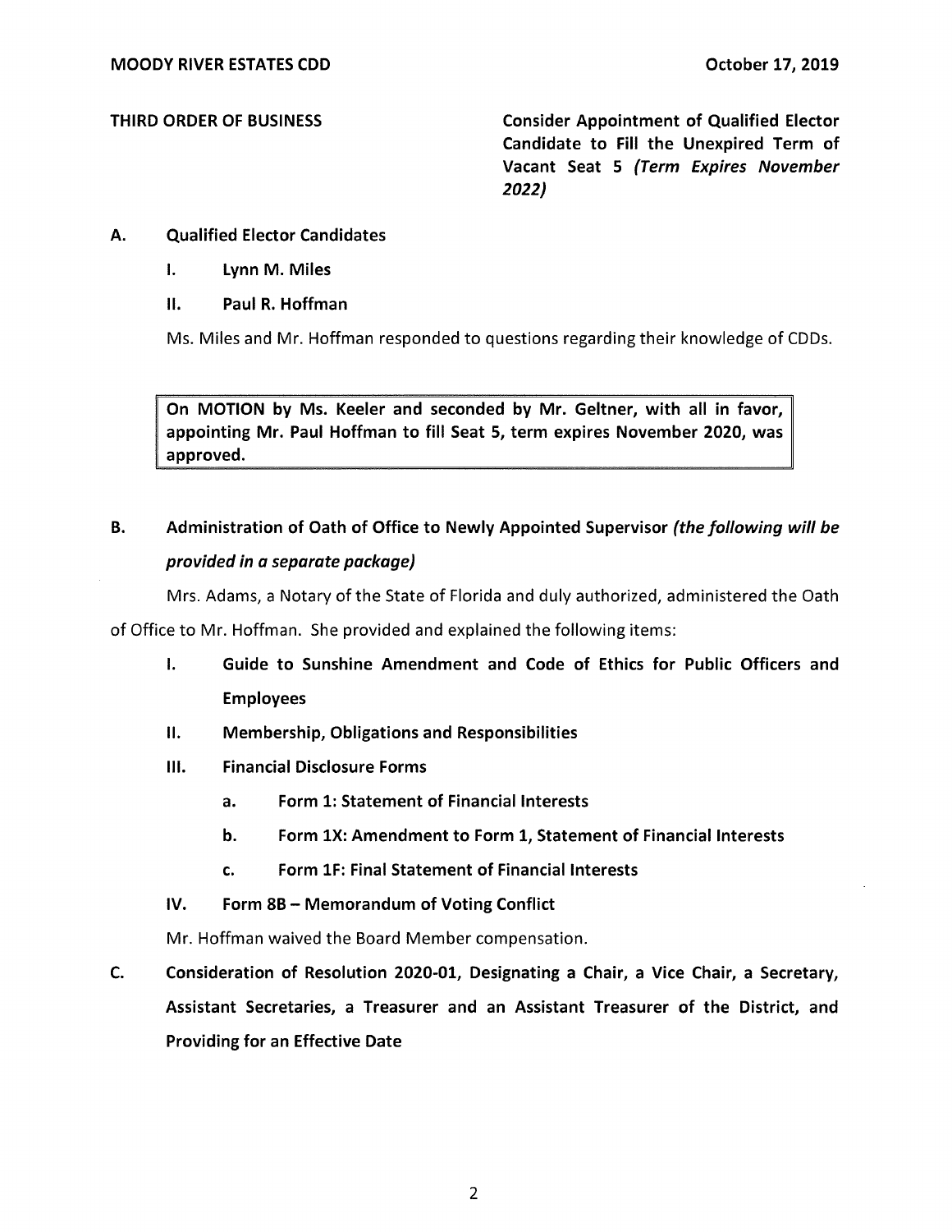**THIRD ORDER OF BUSINESS** — **Consider Appointment of Qualified Elector Candidate to Fill the Unexpired Term of Vacant Seat 5 *(Term Expires November 2022)***

**A. Qualified Elector Candidates**

- **I. Lynn M. Miles**
- **II. Paul R. Hoffman**

Ms. Miles and Mr. Hoffman responded to questions regarding their knowledge of CDDs.

> **On MOTION by Ms. Keeler and seconded by Mr. Geltner, with all in favor, appointing Mr. Paul Hoffman to fill Seat 5, term expires November 2020, was approved.**

**B. Administration of Oath of Office to Newly Appointed Supervisor *(the following will be provided in a separate package)***

Mrs. Adams, a Notary of the State of Florida and duly authorized, administered the Oath of Office to Mr. Hoffman. She provided and explained the following items:

- **I. Guide to Sunshine Amendment and Code of Ethics for Public Officers and Employees**
- **II. Membership, Obligations and Responsibilities**
- **III. Financial Disclosure Forms**
  - **a. Form 1: Statement of Financial Interests**
  - **b. Form 1X: Amendment to Form 1, Statement of Financial Interests**
  - **c. Form 1F: Final Statement of Financial Interests**
- **IV. Form 8B – Memorandum of Voting Conflict**

Mr. Hoffman waived the Board Member compensation.

**C. Consideration of Resolution 2020-01, Designating a Chair, a Vice Chair, a Secretary, Assistant Secretaries, a Treasurer and an Assistant Treasurer of the District, and Providing for an Effective Date**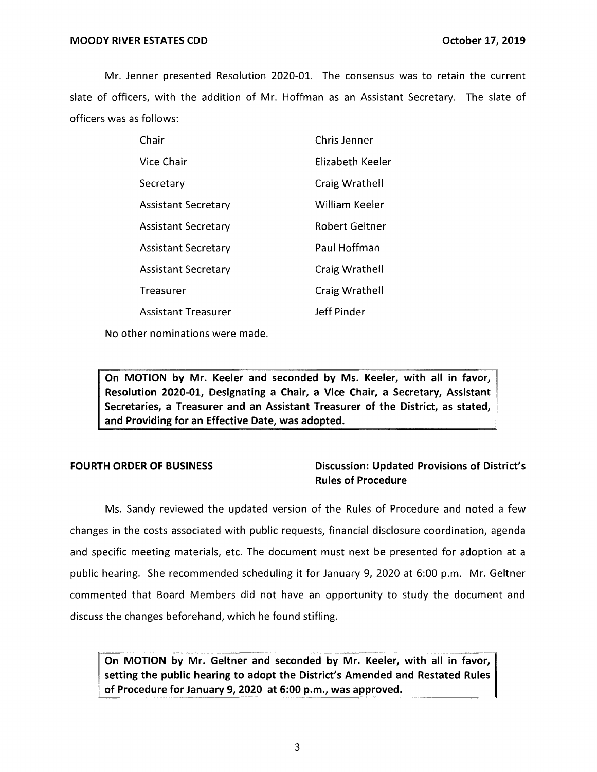Mr. Jenner presented Resolution 2020-01. The consensus was to retain the current slate of officers, with the addition of Mr. Hoffman as an Assistant Secretary. The slate of officers was as follows:

| | |
|---|---|
| Chair | Chris Jenner |
| Vice Chair | Elizabeth Keeler |
| Secretary | Craig Wrathell |
| Assistant Secretary | William Keeler |
| Assistant Secretary | Robert Geltner |
| Assistant Secretary | Paul Hoffman |
| Assistant Secretary | Craig Wrathell |
| Treasurer | Craig Wrathell |
| Assistant Treasurer | Jeff Pinder |

No other nominations were made.

> **On MOTION by Mr. Keeler and seconded by Ms. Keeler, with all in favor, Resolution 2020-01, Designating a Chair, a Vice Chair, a Secretary, Assistant Secretaries, a Treasurer and an Assistant Treasurer of the District, as stated, and Providing for an Effective Date, was adopted.**

**FOURTH ORDER OF BUSINESS** | **Discussion: Updated Provisions of District's Rules of Procedure**

Ms. Sandy reviewed the updated version of the Rules of Procedure and noted a few changes in the costs associated with public requests, financial disclosure coordination, agenda and specific meeting materials, etc. The document must next be presented for adoption at a public hearing. She recommended scheduling it for January 9, 2020 at 6:00 p.m. Mr. Geltner commented that Board Members did not have an opportunity to study the document and discuss the changes beforehand, which he found stifling.

> **On MOTION by Mr. Geltner and seconded by Mr. Keeler, with all in favor, setting the public hearing to adopt the District's Amended and Restated Rules of Procedure for January 9, 2020 at 6:00 p.m., was approved.**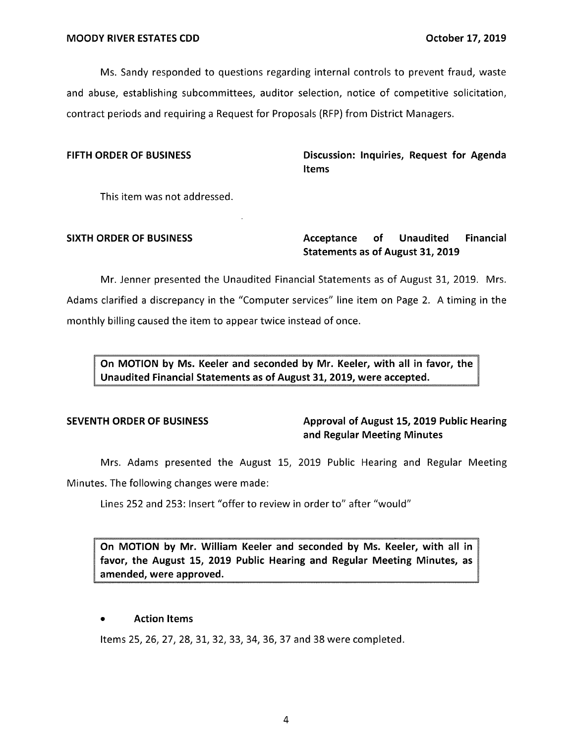Ms. Sandy responded to questions regarding internal controls to prevent fraud, waste and abuse, establishing subcommittees, auditor selection, notice of competitive solicitation, contract periods and requiring a Request for Proposals (RFP) from District Managers.

**FIFTH ORDER OF BUSINESS** — **Discussion: Inquiries, Request for Agenda Items**

This item was not addressed.

**SIXTH ORDER OF BUSINESS** — **Acceptance of Unaudited Financial Statements as of August 31, 2019**

Mr. Jenner presented the Unaudited Financial Statements as of August 31, 2019. Mrs. Adams clarified a discrepancy in the "Computer services" line item on Page 2. A timing in the monthly billing caused the item to appear twice instead of once.

> **On MOTION by Ms. Keeler and seconded by Mr. Keeler, with all in favor, the Unaudited Financial Statements as of August 31, 2019, were accepted.**

**SEVENTH ORDER OF BUSINESS** — **Approval of August 15, 2019 Public Hearing and Regular Meeting Minutes**

Mrs. Adams presented the August 15, 2019 Public Hearing and Regular Meeting Minutes. The following changes were made:

Lines 252 and 253: Insert "offer to review in order to" after "would"

> **On MOTION by Mr. William Keeler and seconded by Ms. Keeler, with all in favor, the August 15, 2019 Public Hearing and Regular Meeting Minutes, as amended, were approved.**

- **Action Items**

Items 25, 26, 27, 28, 31, 32, 33, 34, 36, 37 and 38 were completed.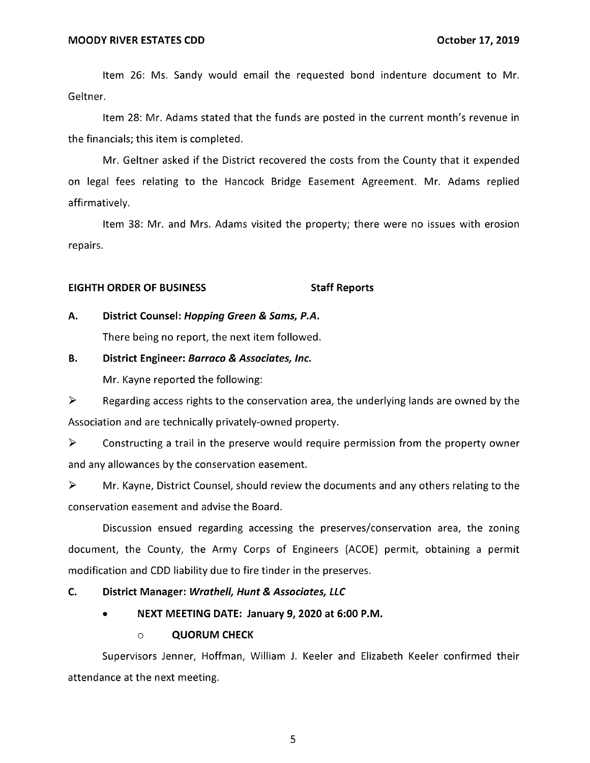Item 26: Ms. Sandy would email the requested bond indenture document to Mr. Geltner.

Item 28: Mr. Adams stated that the funds are posted in the current month's revenue in the financials; this item is completed.

Mr. Geltner asked if the District recovered the costs from the County that it expended on legal fees relating to the Hancock Bridge Easement Agreement. Mr. Adams replied affirmatively.

Item 38: Mr. and Mrs. Adams visited the property; there were no issues with erosion repairs.

**EIGHTH ORDER OF BUSINESS Staff Reports**

**A. District Counsel: *Hopping Green & Sams, P.A.***

There being no report, the next item followed.

**B. District Engineer: *Barraco & Associates, Inc.***

Mr. Kayne reported the following:

➢ Regarding access rights to the conservation area, the underlying lands are owned by the Association and are technically privately-owned property.

➢ Constructing a trail in the preserve would require permission from the property owner and any allowances by the conservation easement.

➢ Mr. Kayne, District Counsel, should review the documents and any others relating to the conservation easement and advise the Board.

Discussion ensued regarding accessing the preserves/conservation area, the zoning document, the County, the Army Corps of Engineers (ACOE) permit, obtaining a permit modification and CDD liability due to fire tinder in the preserves.

**C. District Manager: *Wrathell, Hunt & Associates, LLC***

- **NEXT MEETING DATE: January 9, 2020 at 6:00 P.M.**
  - **QUORUM CHECK**

Supervisors Jenner, Hoffman, William J. Keeler and Elizabeth Keeler confirmed their attendance at the next meeting.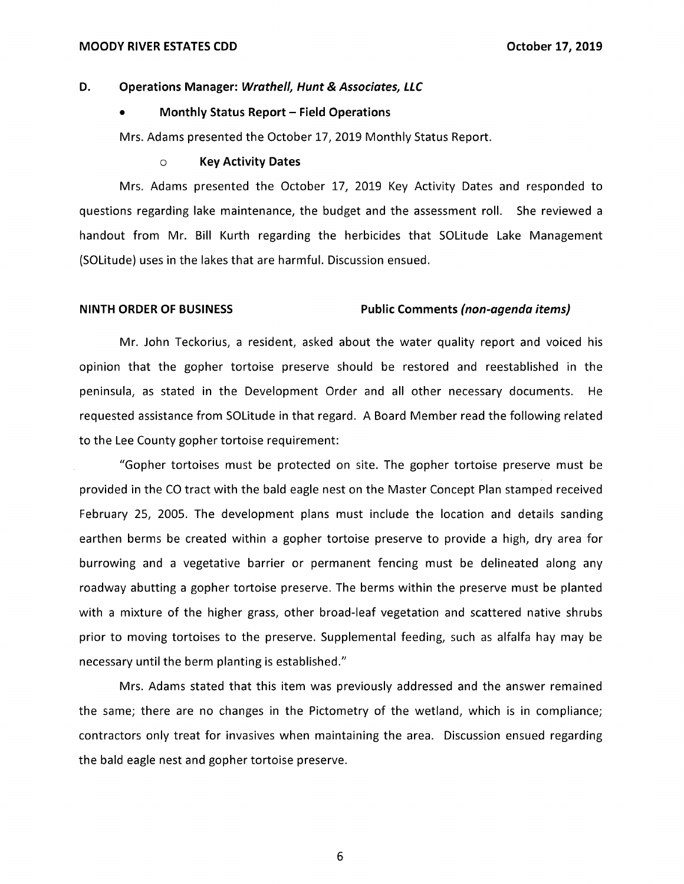### D. Operations Manager: *Wrathell, Hunt & Associates, LLC*

- **Monthly Status Report – Field Operations**

Mrs. Adams presented the October 17, 2019 Monthly Status Report.

  - **Key Activity Dates**

Mrs. Adams presented the October 17, 2019 Key Activity Dates and responded to questions regarding lake maintenance, the budget and the assessment roll. She reviewed a handout from Mr. Bill Kurth regarding the herbicides that SOLitude Lake Management (SOLitude) uses in the lakes that are harmful. Discussion ensued.

**NINTH ORDER OF BUSINESS** **Public Comments *(non-agenda items)***

Mr. John Teckorius, a resident, asked about the water quality report and voiced his opinion that the gopher tortoise preserve should be restored and reestablished in the peninsula, as stated in the Development Order and all other necessary documents. He requested assistance from SOLitude in that regard. A Board Member read the following related to the Lee County gopher tortoise requirement:

"Gopher tortoises must be protected on site. The gopher tortoise preserve must be provided in the CO tract with the bald eagle nest on the Master Concept Plan stamped received February 25, 2005. The development plans must include the location and details sanding earthen berms be created within a gopher tortoise preserve to provide a high, dry area for burrowing and a vegetative barrier or permanent fencing must be delineated along any roadway abutting a gopher tortoise preserve. The berms within the preserve must be planted with a mixture of the higher grass, other broad-leaf vegetation and scattered native shrubs prior to moving tortoises to the preserve. Supplemental feeding, such as alfalfa hay may be necessary until the berm planting is established."

Mrs. Adams stated that this item was previously addressed and the answer remained the same; there are no changes in the Pictometry of the wetland, which is in compliance; contractors only treat for invasives when maintaining the area. Discussion ensued regarding the bald eagle nest and gopher tortoise preserve.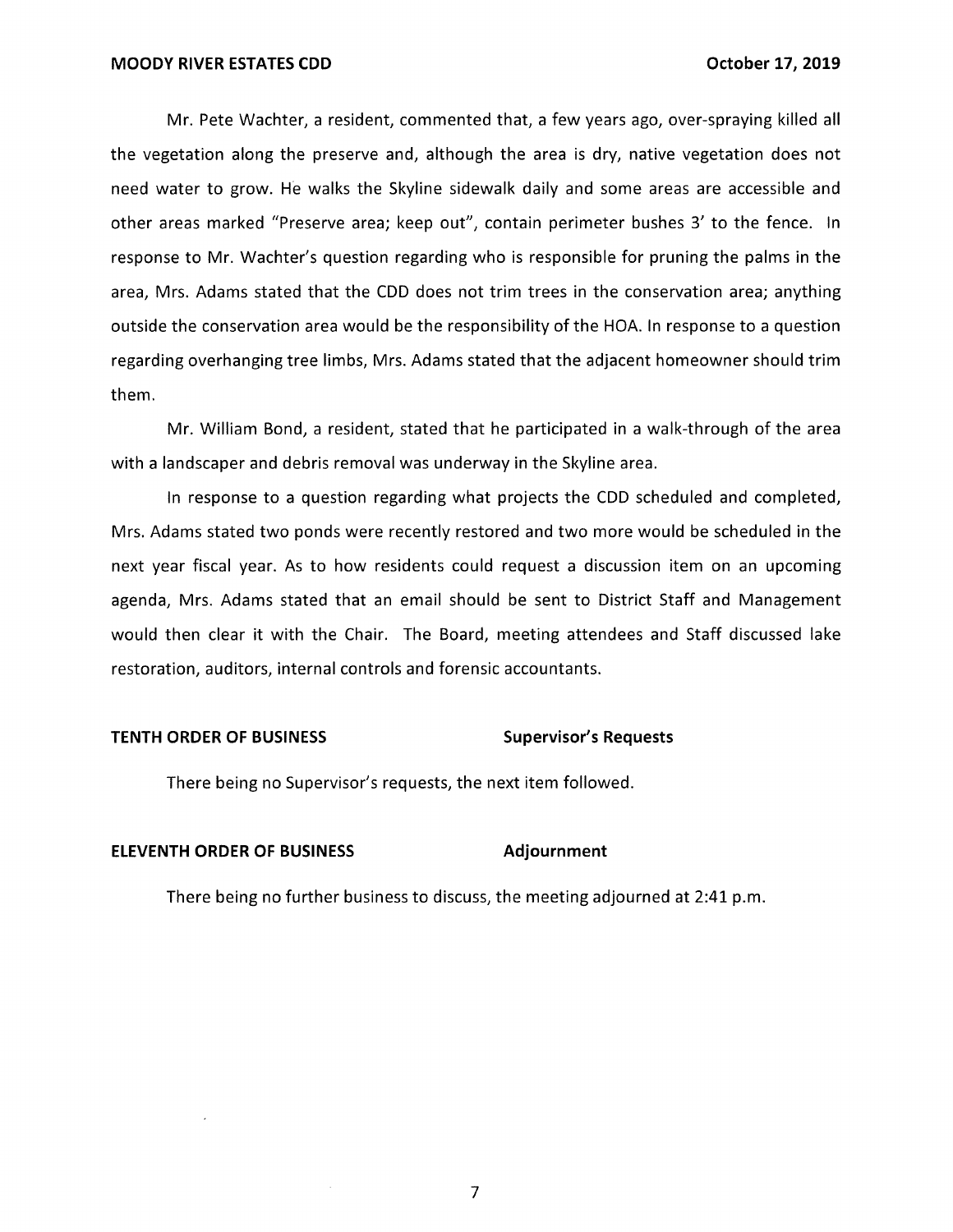Mr. Pete Wachter, a resident, commented that, a few years ago, over-spraying killed all the vegetation along the preserve and, although the area is dry, native vegetation does not need water to grow. He walks the Skyline sidewalk daily and some areas are accessible and other areas marked "Preserve area; keep out", contain perimeter bushes 3' to the fence. In response to Mr. Wachter's question regarding who is responsible for pruning the palms in the area, Mrs. Adams stated that the CDD does not trim trees in the conservation area; anything outside the conservation area would be the responsibility of the HOA. In response to a question regarding overhanging tree limbs, Mrs. Adams stated that the adjacent homeowner should trim them.

Mr. William Bond, a resident, stated that he participated in a walk-through of the area with a landscaper and debris removal was underway in the Skyline area.

In response to a question regarding what projects the CDD scheduled and completed, Mrs. Adams stated two ponds were recently restored and two more would be scheduled in the next year fiscal year. As to how residents could request a discussion item on an upcoming agenda, Mrs. Adams stated that an email should be sent to District Staff and Management would then clear it with the Chair. The Board, meeting attendees and Staff discussed lake restoration, auditors, internal controls and forensic accountants.

**TENTH ORDER OF BUSINESS** **Supervisor's Requests**

There being no Supervisor's requests, the next item followed.

**ELEVENTH ORDER OF BUSINESS** **Adjournment**

There being no further business to discuss, the meeting adjourned at 2:41 p.m.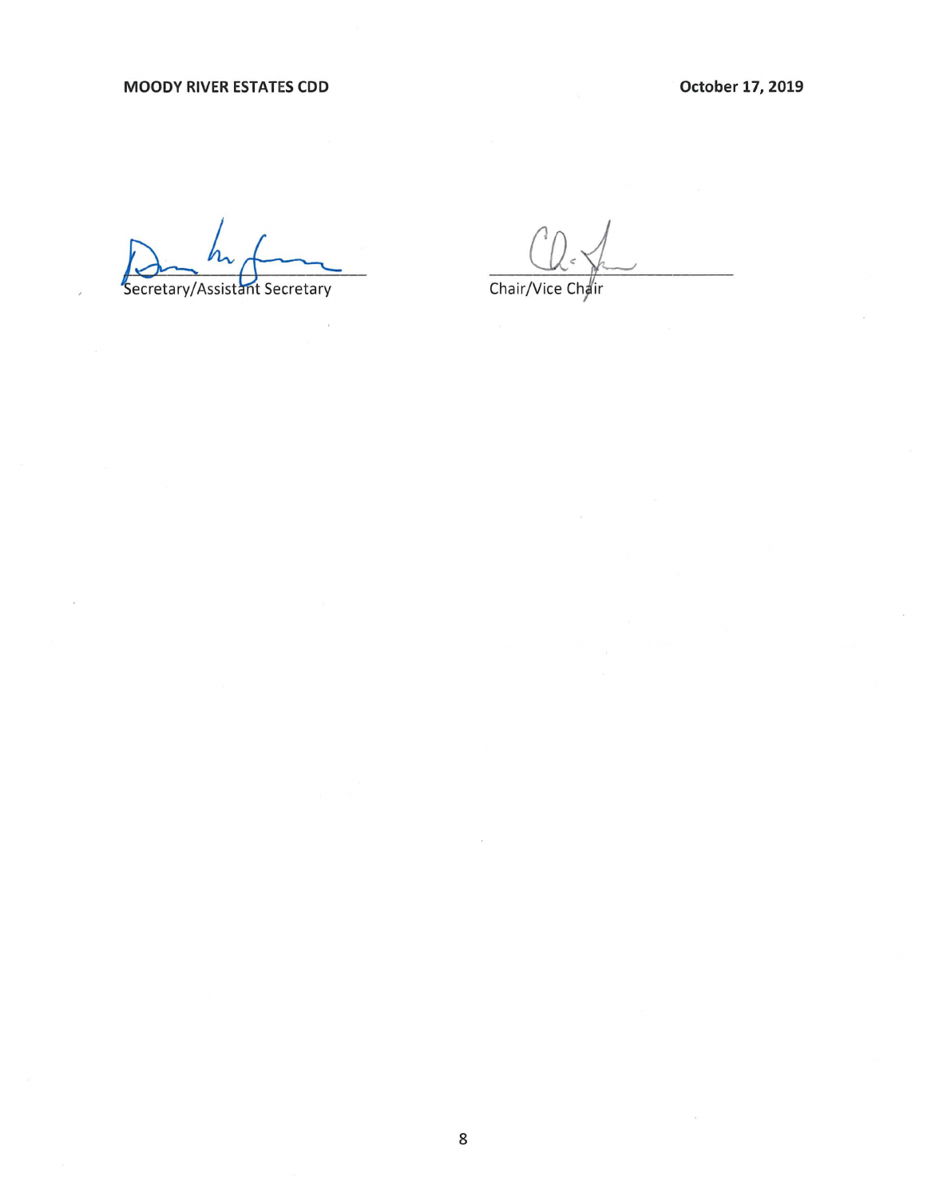Secretary/Assistant Secretary

Chair/Vice Chair